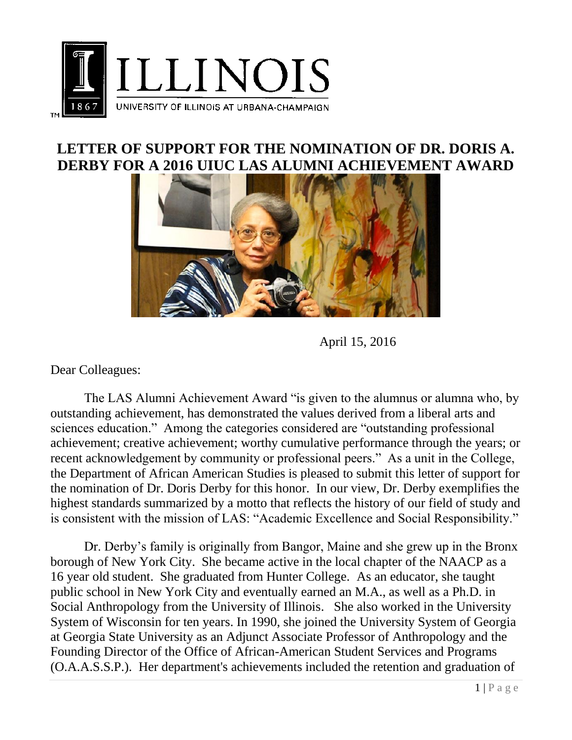# LETTER OF SUPPORT FOR THE NOMINATION OF DR. DORIS A. DERBY FOR A 2016 UIUC LAS ALUMNI ACHIEVEMENT AWARD

April 15, 2016

Dear Colleagues:

The LAS Alumni Achievement Award "is given to the alumnus or alumna who, by outstanding achievement, has demonstrated the values derived from a liberal arts and sciences education." Among the categories considered are "outstanding professional achievement; creative achievement; worthy cumulative performance through the years; or recent acknowledgement by community or professional peers." As a unit in the College, the Department of African American Studies is pleased to submit this letter of support for the nomination of Dr. Doris Derby for this honor. In our view, Dr. Derby exemplifies the highest standards summarized by a motto that reflects the history of our field of study and is consistent with the mission of LAS: "Academic Excellence and Social Responsibility."

Dr. Derby's family is originally from Bangor, Maine and she grew up in the Bronx borough of New York City. She became active in the local chapter of the NAACP as a 16 year old student. She graduated from Hunter College. As an educator, she taught public school in New York City and eventually earned an M.A., as well as a Ph.D. in Social Anthropology from the University of Illinois. She also worked in the University System of Wisconsin for ten years. In 1990, she joined the University System of Georgia at Georgia State University as an Adjunct Associate Professor of Anthropology and the Founding Director of the Office of African-American Student Services and Programs (O.A.A.S.S.P.). Her department's achievements included the retention and graduation of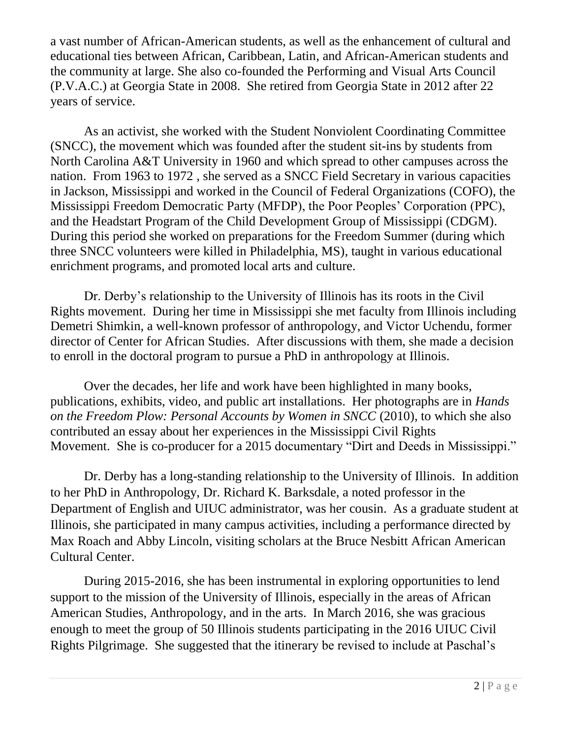a vast number of African-American students, as well as the enhancement of cultural and educational ties between African, Caribbean, Latin, and African-American students and the community at large. She also co-founded the Performing and Visual Arts Council (P.V.A.C.) at Georgia State in 2008. She retired from Georgia State in 2012 after 22 years of service.

As an activist, she worked with the Student Nonviolent Coordinating Committee (SNCC), the movement which was founded after the student sit-ins by students from North Carolina A&T University in 1960 and which spread to other campuses across the nation. From 1963 to 1972 , she served as a SNCC Field Secretary in various capacities in Jackson, Mississippi and worked in the Council of Federal Organizations (COFO), the Mississippi Freedom Democratic Party (MFDP), the Poor Peoples' Corporation (PPC), and the Headstart Program of the Child Development Group of Mississippi (CDGM). During this period she worked on preparations for the Freedom Summer (during which three SNCC volunteers were killed in Philadelphia, MS), taught in various educational enrichment programs, and promoted local arts and culture.

Dr. Derby's relationship to the University of Illinois has its roots in the Civil Rights movement. During her time in Mississippi she met faculty from Illinois including Demetri Shimkin, a well-known professor of anthropology, and Victor Uchendu, former director of Center for African Studies. After discussions with them, she made a decision to enroll in the doctoral program to pursue a PhD in anthropology at Illinois.

Over the decades, her life and work have been highlighted in many books, publications, exhibits, video, and public art installations. Her photographs are in *Hands on the Freedom Plow: Personal Accounts by Women in SNCC* (2010), to which she also contributed an essay about her experiences in the Mississippi Civil Rights Movement. She is co-producer for a 2015 documentary "Dirt and Deeds in Mississippi."

Dr. Derby has a long-standing relationship to the University of Illinois. In addition to her PhD in Anthropology, Dr. Richard K. Barksdale, a noted professor in the Department of English and UIUC administrator, was her cousin. As a graduate student at Illinois, she participated in many campus activities, including a performance directed by Max Roach and Abby Lincoln, visiting scholars at the Bruce Nesbitt African American Cultural Center.

During 2015-2016, she has been instrumental in exploring opportunities to lend support to the mission of the University of Illinois, especially in the areas of African American Studies, Anthropology, and in the arts. In March 2016, she was gracious enough to meet the group of 50 Illinois students participating in the 2016 UIUC Civil Rights Pilgrimage. She suggested that the itinerary be revised to include at Paschal's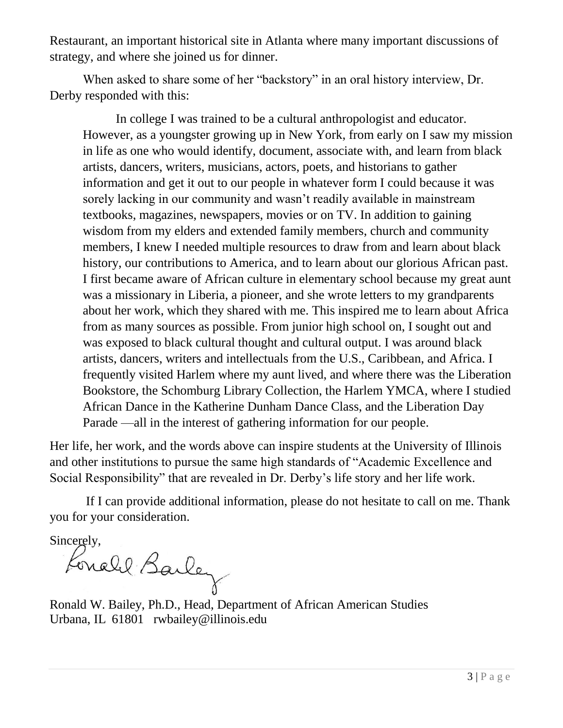Restaurant, an important historical site in Atlanta where many important discussions of strategy, and where she joined us for dinner.

When asked to share some of her "backstory" in an oral history interview, Dr. Derby responded with this:

> In college I was trained to be a cultural anthropologist and educator. However, as a youngster growing up in New York, from early on I saw my mission in life as one who would identify, document, associate with, and learn from black artists, dancers, writers, musicians, actors, poets, and historians to gather information and get it out to our people in whatever form I could because it was sorely lacking in our community and wasn't readily available in mainstream textbooks, magazines, newspapers, movies or on TV. In addition to gaining wisdom from my elders and extended family members, church and community members, I knew I needed multiple resources to draw from and learn about black history, our contributions to America, and to learn about our glorious African past. I first became aware of African culture in elementary school because my great aunt was a missionary in Liberia, a pioneer, and she wrote letters to my grandparents about her work, which they shared with me. This inspired me to learn about Africa from as many sources as possible. From junior high school on, I sought out and was exposed to black cultural thought and cultural output. I was around black artists, dancers, writers and intellectuals from the U.S., Caribbean, and Africa. I frequently visited Harlem where my aunt lived, and where there was the Liberation Bookstore, the Schomburg Library Collection, the Harlem YMCA, where I studied African Dance in the Katherine Dunham Dance Class, and the Liberation Day Parade —all in the interest of gathering information for our people.

Her life, her work, and the words above can inspire students at the University of Illinois and other institutions to pursue the same high standards of "Academic Excellence and Social Responsibility" that are revealed in Dr. Derby's life story and her life work.

If I can provide additional information, please do not hesitate to call on me. Thank you for your consideration.

Sincerely,

Ronald Bailey

Ronald W. Bailey, Ph.D., Head, Department of African American Studies
Urbana, IL 61801 rwbailey@illinois.edu